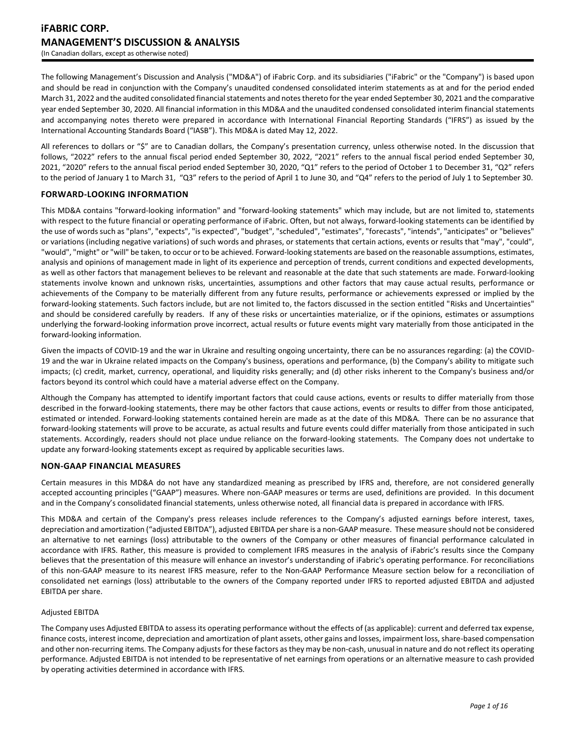# iFABRIC CORP.
# MANAGEMENT'S DISCUSSION & ANALYSIS
(In Canadian dollars, except as otherwise noted)

The following Management's Discussion and Analysis ("MD&A") of iFabric Corp. and its subsidiaries ("iFabric" or the "Company") is based upon and should be read in conjunction with the Company's unaudited condensed consolidated interim statements as at and for the period ended March 31, 2022 and the audited consolidated financial statements and notes thereto for the year ended September 30, 2021 and the comparative year ended September 30, 2020. All financial information in this MD&A and the unaudited condensed consolidated interim financial statements and accompanying notes thereto were prepared in accordance with International Financial Reporting Standards ("IFRS") as issued by the International Accounting Standards Board ("IASB"). This MD&A is dated May 12, 2022.

All references to dollars or "$" are to Canadian dollars, the Company's presentation currency, unless otherwise noted. In the discussion that follows, "2022" refers to the annual fiscal period ended September 30, 2022, "2021" refers to the annual fiscal period ended September 30, 2021, "2020" refers to the annual fiscal period ended September 30, 2020, "Q1" refers to the period of October 1 to December 31, "Q2" refers to the period of January 1 to March 31, "Q3" refers to the period of April 1 to June 30, and "Q4" refers to the period of July 1 to September 30.

## FORWARD-LOOKING INFORMATION

This MD&A contains "forward-looking information" and "forward-looking statements" which may include, but are not limited to, statements with respect to the future financial or operating performance of iFabric. Often, but not always, forward-looking statements can be identified by the use of words such as "plans", "expects", "is expected", "budget", "scheduled", "estimates", "forecasts", "intends", "anticipates" or "believes" or variations (including negative variations) of such words and phrases, or statements that certain actions, events or results that "may", "could", "would", "might" or "will" be taken, to occur or to be achieved. Forward-looking statements are based on the reasonable assumptions, estimates, analysis and opinions of management made in light of its experience and perception of trends, current conditions and expected developments, as well as other factors that management believes to be relevant and reasonable at the date that such statements are made. Forward-looking statements involve known and unknown risks, uncertainties, assumptions and other factors that may cause actual results, performance or achievements of the Company to be materially different from any future results, performance or achievements expressed or implied by the forward-looking statements. Such factors include, but are not limited to, the factors discussed in the section entitled "Risks and Uncertainties" and should be considered carefully by readers. If any of these risks or uncertainties materialize, or if the opinions, estimates or assumptions underlying the forward-looking information prove incorrect, actual results or future events might vary materially from those anticipated in the forward-looking information.

Given the impacts of COVID-19 and the war in Ukraine and resulting ongoing uncertainty, there can be no assurances regarding: (a) the COVID-19 and the war in Ukraine related impacts on the Company's business, operations and performance, (b) the Company's ability to mitigate such impacts; (c) credit, market, currency, operational, and liquidity risks generally; and (d) other risks inherent to the Company's business and/or factors beyond its control which could have a material adverse effect on the Company.

Although the Company has attempted to identify important factors that could cause actions, events or results to differ materially from those described in the forward-looking statements, there may be other factors that cause actions, events or results to differ from those anticipated, estimated or intended. Forward-looking statements contained herein are made as at the date of this MD&A. There can be no assurance that forward-looking statements will prove to be accurate, as actual results and future events could differ materially from those anticipated in such statements. Accordingly, readers should not place undue reliance on the forward-looking statements. The Company does not undertake to update any forward-looking statements except as required by applicable securities laws.

## NON-GAAP FINANCIAL MEASURES

Certain measures in this MD&A do not have any standardized meaning as prescribed by IFRS and, therefore, are not considered generally accepted accounting principles ("GAAP") measures. Where non-GAAP measures or terms are used, definitions are provided. In this document and in the Company's consolidated financial statements, unless otherwise noted, all financial data is prepared in accordance with IFRS.

This MD&A and certain of the Company's press releases include references to the Company's adjusted earnings before interest, taxes, depreciation and amortization ("adjusted EBITDA"), adjusted EBITDA per share is a non-GAAP measure. These measure should not be considered an alternative to net earnings (loss) attributable to the owners of the Company or other measures of financial performance calculated in accordance with IFRS. Rather, this measure is provided to complement IFRS measures in the analysis of iFabric's results since the Company believes that the presentation of this measure will enhance an investor's understanding of iFabric's operating performance. For reconciliations of this non-GAAP measure to its nearest IFRS measure, refer to the Non-GAAP Performance Measure section below for a reconciliation of consolidated net earnings (loss) attributable to the owners of the Company reported under IFRS to reported adjusted EBITDA and adjusted EBITDA per share.

### Adjusted EBITDA

The Company uses Adjusted EBITDA to assess its operating performance without the effects of (as applicable): current and deferred tax expense, finance costs, interest income, depreciation and amortization of plant assets, other gains and losses, impairment loss, share-based compensation and other non-recurring items. The Company adjusts for these factors as they may be non-cash, unusual in nature and do not reflect its operating performance. Adjusted EBITDA is not intended to be representative of net earnings from operations or an alternative measure to cash provided by operating activities determined in accordance with IFRS.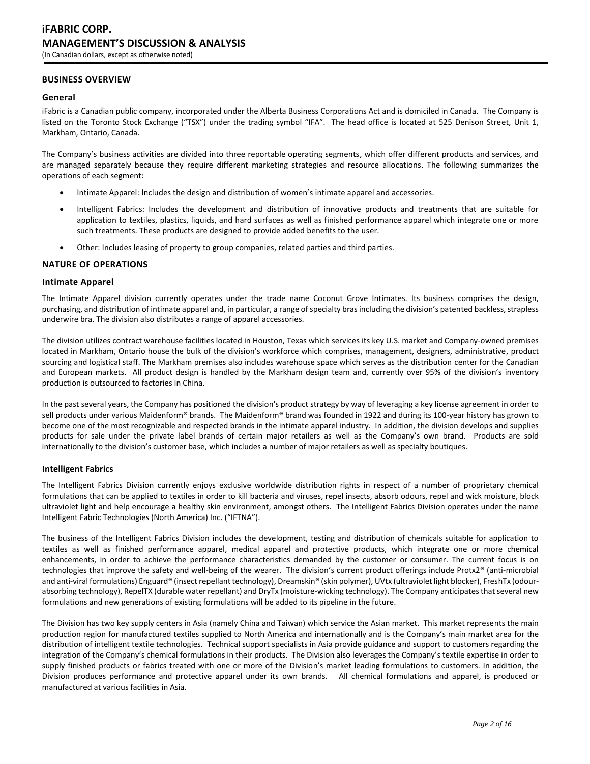## BUSINESS OVERVIEW

### General

iFabric is a Canadian public company, incorporated under the Alberta Business Corporations Act and is domiciled in Canada. The Company is listed on the Toronto Stock Exchange ("TSX") under the trading symbol "IFA". The head office is located at 525 Denison Street, Unit 1, Markham, Ontario, Canada.

The Company's business activities are divided into three reportable operating segments, which offer different products and services, and are managed separately because they require different marketing strategies and resource allocations. The following summarizes the operations of each segment:

- Intimate Apparel: Includes the design and distribution of women's intimate apparel and accessories.
- Intelligent Fabrics: Includes the development and distribution of innovative products and treatments that are suitable for application to textiles, plastics, liquids, and hard surfaces as well as finished performance apparel which integrate one or more such treatments. These products are designed to provide added benefits to the user.
- Other: Includes leasing of property to group companies, related parties and third parties.

## NATURE OF OPERATIONS

### Intimate Apparel

The Intimate Apparel division currently operates under the trade name Coconut Grove Intimates. Its business comprises the design, purchasing, and distribution of intimate apparel and, in particular, a range of specialty bras including the division's patented backless, strapless underwire bra. The division also distributes a range of apparel accessories.

The division utilizes contract warehouse facilities located in Houston, Texas which services its key U.S. market and Company-owned premises located in Markham, Ontario house the bulk of the division's workforce which comprises, management, designers, administrative, product sourcing and logistical staff. The Markham premises also includes warehouse space which serves as the distribution center for the Canadian and European markets. All product design is handled by the Markham design team and, currently over 95% of the division's inventory production is outsourced to factories in China.

In the past several years, the Company has positioned the division's product strategy by way of leveraging a key license agreement in order to sell products under various Maidenform® brands. The Maidenform® brand was founded in 1922 and during its 100-year history has grown to become one of the most recognizable and respected brands in the intimate apparel industry. In addition, the division develops and supplies products for sale under the private label brands of certain major retailers as well as the Company's own brand. Products are sold internationally to the division's customer base, which includes a number of major retailers as well as specialty boutiques.

### Intelligent Fabrics

The Intelligent Fabrics Division currently enjoys exclusive worldwide distribution rights in respect of a number of proprietary chemical formulations that can be applied to textiles in order to kill bacteria and viruses, repel insects, absorb odours, repel and wick moisture, block ultraviolet light and help encourage a healthy skin environment, amongst others. The Intelligent Fabrics Division operates under the name Intelligent Fabric Technologies (North America) Inc. ("IFTNA").

The business of the Intelligent Fabrics Division includes the development, testing and distribution of chemicals suitable for application to textiles as well as finished performance apparel, medical apparel and protective products, which integrate one or more chemical enhancements, in order to achieve the performance characteristics demanded by the customer or consumer. The current focus is on technologies that improve the safety and well-being of the wearer. The division's current product offerings include Protx2® (anti-microbial and anti-viral formulations) Enguard® (insect repellant technology), Dreamskin® (skin polymer), UVtx (ultraviolet light blocker), FreshTx (odour-absorbing technology), RepelTX (durable water repellant) and DryTx (moisture-wicking technology). The Company anticipates that several new formulations and new generations of existing formulations will be added to its pipeline in the future.

The Division has two key supply centers in Asia (namely China and Taiwan) which service the Asian market. This market represents the main production region for manufactured textiles supplied to North America and internationally and is the Company's main market area for the distribution of intelligent textile technologies. Technical support specialists in Asia provide guidance and support to customers regarding the integration of the Company's chemical formulations in their products. The Division also leverages the Company's textile expertise in order to supply finished products or fabrics treated with one or more of the Division's market leading formulations to customers. In addition, the Division produces performance and protective apparel under its own brands. All chemical formulations and apparel, is produced or manufactured at various facilities in Asia.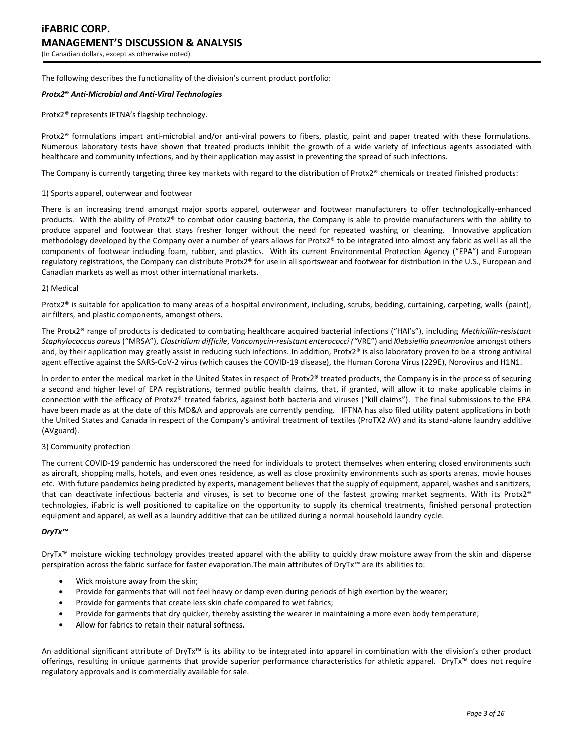The following describes the functionality of the division's current product portfolio:

***Protx2® Anti-Microbial and Anti-Viral Technologies***

Protx2® represents IFTNA's flagship technology.

Protx2® formulations impart anti-microbial and/or anti-viral powers to fibers, plastic, paint and paper treated with these formulations. Numerous laboratory tests have shown that treated products inhibit the growth of a wide variety of infectious agents associated with healthcare and community infections, and by their application may assist in preventing the spread of such infections.

The Company is currently targeting three key markets with regard to the distribution of Protx2® chemicals or treated finished products:

1) Sports apparel, outerwear and footwear

There is an increasing trend amongst major sports apparel, outerwear and footwear manufacturers to offer technologically-enhanced products. With the ability of Protx2® to combat odor causing bacteria, the Company is able to provide manufacturers with the ability to produce apparel and footwear that stays fresher longer without the need for repeated washing or cleaning. Innovative application methodology developed by the Company over a number of years allows for Protx2® to be integrated into almost any fabric as well as all the components of footwear including foam, rubber, and plastics. With its current Environmental Protection Agency ("EPA") and European regulatory registrations, the Company can distribute Protx2® for use in all sportswear and footwear for distribution in the U.S., European and Canadian markets as well as most other international markets.

2) Medical

Protx2® is suitable for application to many areas of a hospital environment, including, scrubs, bedding, curtaining, carpeting, walls (paint), air filters, and plastic components, amongst others.

The Protx2® range of products is dedicated to combating healthcare acquired bacterial infections ("HAI's"), including *Methicillin-resistant Staphylococcus aureus* ("MRSA"), *Clostridium difficile*, *Vancomycin-resistant enterococci ("*VRE") and *Klebsiellia pneumoniae* amongst others and, by their application may greatly assist in reducing such infections. In addition, Protx2® is also laboratory proven to be a strong antiviral agent effective against the SARS-CoV-2 virus (which causes the COVID-19 disease), the Human Corona Virus (229E), Norovirus and H1N1.

In order to enter the medical market in the United States in respect of Protx2® treated products, the Company is in the process of securing a second and higher level of EPA registrations, termed public health claims, that, if granted, will allow it to make applicable claims in connection with the efficacy of Protx2® treated fabrics, against both bacteria and viruses ("kill claims"). The final submissions to the EPA have been made as at the date of this MD&A and approvals are currently pending. IFTNA has also filed utility patent applications in both the United States and Canada in respect of the Company's antiviral treatment of textiles (ProTX2 AV) and its stand-alone laundry additive (AVguard).

3) Community protection

The current COVID-19 pandemic has underscored the need for individuals to protect themselves when entering closed environments such as aircraft, shopping malls, hotels, and even ones residence, as well as close proximity environments such as sports arenas, movie houses etc. With future pandemics being predicted by experts, management believes that the supply of equipment, apparel, washes and sanitizers, that can deactivate infectious bacteria and viruses, is set to become one of the fastest growing market segments. With its Protx2® technologies, iFabric is well positioned to capitalize on the opportunity to supply its chemical treatments, finished personal protection equipment and apparel, as well as a laundry additive that can be utilized during a normal household laundry cycle.

***DryTx™***

DryTx™ moisture wicking technology provides treated apparel with the ability to quickly draw moisture away from the skin and disperse perspiration across the fabric surface for faster evaporation.The main attributes of DryTx™ are its abilities to:

- Wick moisture away from the skin;
- Provide for garments that will not feel heavy or damp even during periods of high exertion by the wearer;
- Provide for garments that create less skin chafe compared to wet fabrics;
- Provide for garments that dry quicker, thereby assisting the wearer in maintaining a more even body temperature;
- Allow for fabrics to retain their natural softness.

An additional significant attribute of DryTx™ is its ability to be integrated into apparel in combination with the division's other product offerings, resulting in unique garments that provide superior performance characteristics for athletic apparel. DryTx™ does not require regulatory approvals and is commercially available for sale.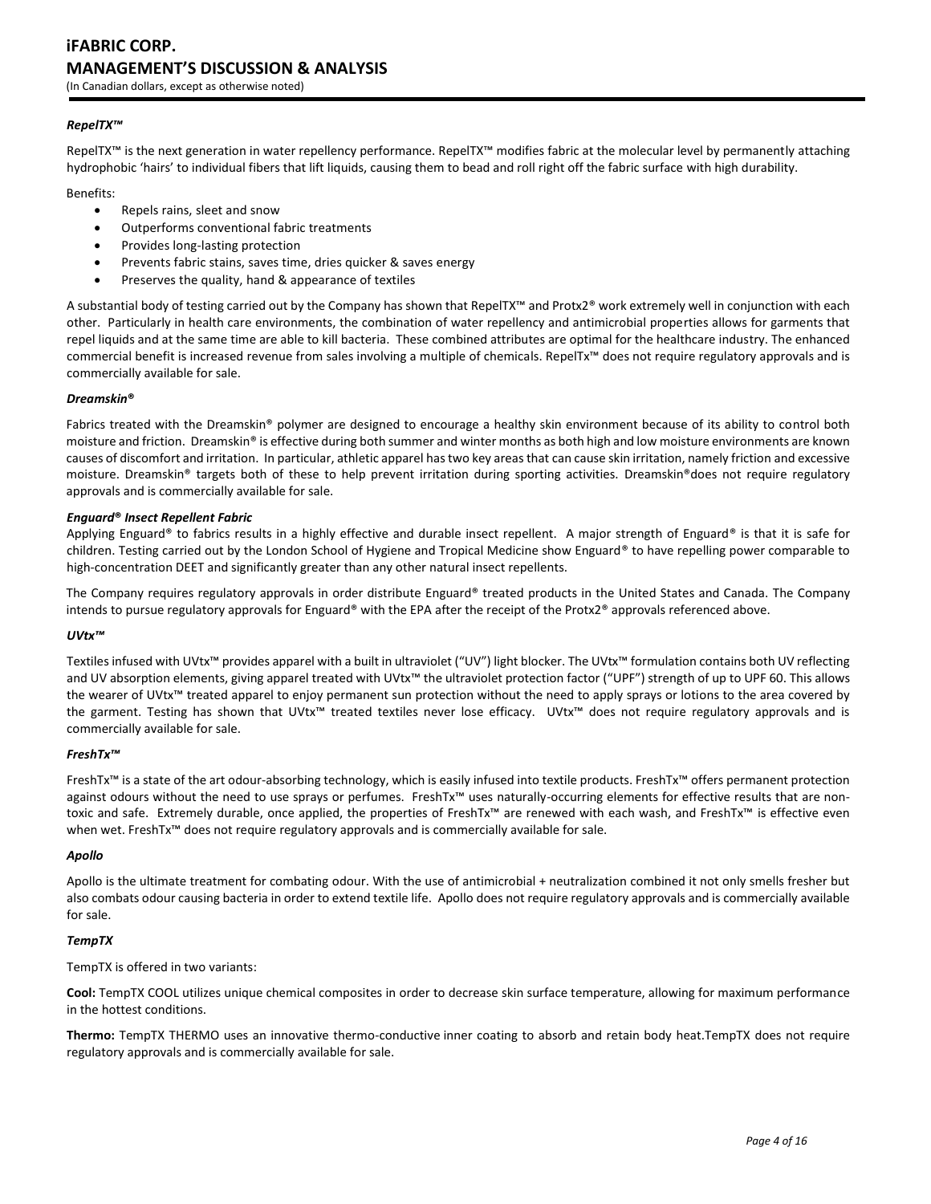### *RepelTX™*

RepelTX™ is the next generation in water repellency performance. RepelTX™ modifies fabric at the molecular level by permanently attaching hydrophobic 'hairs' to individual fibers that lift liquids, causing them to bead and roll right off the fabric surface with high durability.

Benefits:

- Repels rains, sleet and snow
- Outperforms conventional fabric treatments
- Provides long-lasting protection
- Prevents fabric stains, saves time, dries quicker & saves energy
- Preserves the quality, hand & appearance of textiles

A substantial body of testing carried out by the Company has shown that RepelTX™ and Protx2® work extremely well in conjunction with each other. Particularly in health care environments, the combination of water repellency and antimicrobial properties allows for garments that repel liquids and at the same time are able to kill bacteria. These combined attributes are optimal for the healthcare industry. The enhanced commercial benefit is increased revenue from sales involving a multiple of chemicals. RepelTx™ does not require regulatory approvals and is commercially available for sale.

### *Dreamskin®*

Fabrics treated with the Dreamskin® polymer are designed to encourage a healthy skin environment because of its ability to control both moisture and friction. Dreamskin® is effective during both summer and winter months as both high and low moisture environments are known causes of discomfort and irritation. In particular, athletic apparel has two key areas that can cause skin irritation, namely friction and excessive moisture. Dreamskin® targets both of these to help prevent irritation during sporting activities. Dreamskin®does not require regulatory approvals and is commercially available for sale.

### *Enguard® Insect Repellent Fabric*

Applying Enguard® to fabrics results in a highly effective and durable insect repellent. A major strength of Enguard® is that it is safe for children. Testing carried out by the London School of Hygiene and Tropical Medicine show Enguard® to have repelling power comparable to high-concentration DEET and significantly greater than any other natural insect repellents.

The Company requires regulatory approvals in order distribute Enguard® treated products in the United States and Canada. The Company intends to pursue regulatory approvals for Enguard® with the EPA after the receipt of the Protx2® approvals referenced above.

### *UVtx™*

Textiles infused with UVtx™ provides apparel with a built in ultraviolet ("UV") light blocker. The UVtx™ formulation contains both UV reflecting and UV absorption elements, giving apparel treated with UVtx™ the ultraviolet protection factor ("UPF") strength of up to UPF 60. This allows the wearer of UVtx™ treated apparel to enjoy permanent sun protection without the need to apply sprays or lotions to the area covered by the garment. Testing has shown that UVtx™ treated textiles never lose efficacy. UVtx™ does not require regulatory approvals and is commercially available for sale.

### *FreshTx™*

FreshTx™ is a state of the art odour-absorbing technology, which is easily infused into textile products. FreshTx™ offers permanent protection against odours without the need to use sprays or perfumes. FreshTx™ uses naturally-occurring elements for effective results that are non-toxic and safe. Extremely durable, once applied, the properties of FreshTx™ are renewed with each wash, and FreshTx™ is effective even when wet. FreshTx™ does not require regulatory approvals and is commercially available for sale.

### *Apollo*

Apollo is the ultimate treatment for combating odour. With the use of antimicrobial + neutralization combined it not only smells fresher but also combats odour causing bacteria in order to extend textile life. Apollo does not require regulatory approvals and is commercially available for sale.

### *TempTX*

TempTX is offered in two variants:

**Cool:** TempTX COOL utilizes unique chemical composites in order to decrease skin surface temperature, allowing for maximum performance in the hottest conditions.

**Thermo:** TempTX THERMO uses an innovative thermo-conductive inner coating to absorb and retain body heat.TempTX does not require regulatory approvals and is commercially available for sale.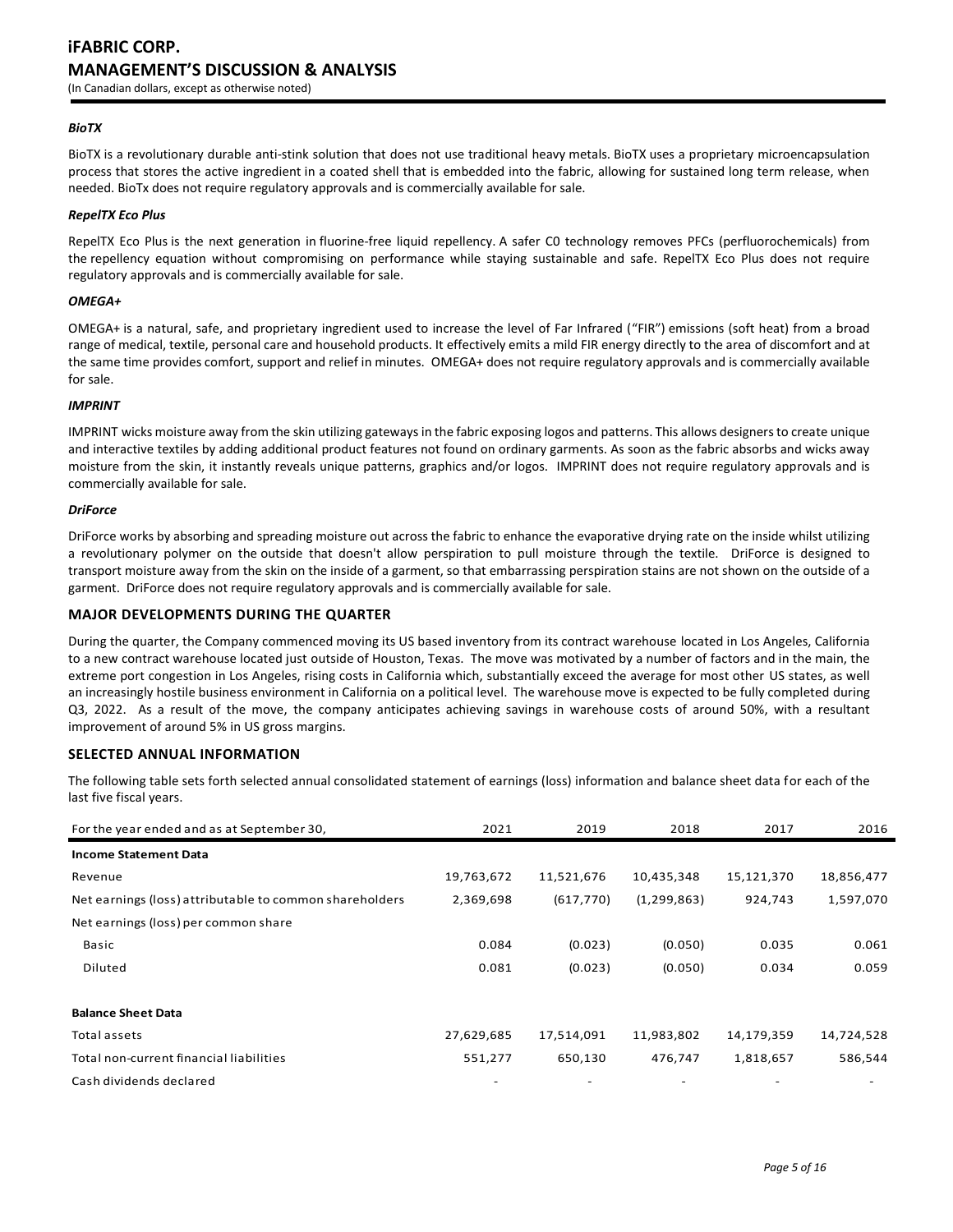#### *BioTX*

BioTX is a revolutionary durable anti-stink solution that does not use traditional heavy metals. BioTX uses a proprietary microencapsulation process that stores the active ingredient in a coated shell that is embedded into the fabric, allowing for sustained long term release, when needed. BioTx does not require regulatory approvals and is commercially available for sale.

#### *RepelTX Eco Plus*

RepelTX Eco Plus is the next generation in fluorine-free liquid repellency. A safer C0 technology removes PFCs (perfluorochemicals) from the repellency equation without compromising on performance while staying sustainable and safe. RepelTX Eco Plus does not require regulatory approvals and is commercially available for sale.

#### *OMEGA+*

OMEGA+ is a natural, safe, and proprietary ingredient used to increase the level of Far Infrared ("FIR") emissions (soft heat) from a broad range of medical, textile, personal care and household products. It effectively emits a mild FIR energy directly to the area of discomfort and at the same time provides comfort, support and relief in minutes. OMEGA+ does not require regulatory approvals and is commercially available for sale.

#### *IMPRINT*

IMPRINT wicks moisture away from the skin utilizing gateways in the fabric exposing logos and patterns. This allows designers to create unique and interactive textiles by adding additional product features not found on ordinary garments. As soon as the fabric absorbs and wicks away moisture from the skin, it instantly reveals unique patterns, graphics and/or logos. IMPRINT does not require regulatory approvals and is commercially available for sale.

#### *DriForce*

DriForce works by absorbing and spreading moisture out across the fabric to enhance the evaporative drying rate on the inside whilst utilizing a revolutionary polymer on the outside that doesn't allow perspiration to pull moisture through the textile. DriForce is designed to transport moisture away from the skin on the inside of a garment, so that embarrassing perspiration stains are not shown on the outside of a garment. DriForce does not require regulatory approvals and is commercially available for sale.

## MAJOR DEVELOPMENTS DURING THE QUARTER

During the quarter, the Company commenced moving its US based inventory from its contract warehouse located in Los Angeles, California to a new contract warehouse located just outside of Houston, Texas. The move was motivated by a number of factors and in the main, the extreme port congestion in Los Angeles, rising costs in California which, substantially exceed the average for most other US states, as well an increasingly hostile business environment in California on a political level. The warehouse move is expected to be fully completed during Q3, 2022. As a result of the move, the company anticipates achieving savings in warehouse costs of around 50%, with a resultant improvement of around 5% in US gross margins.

## SELECTED ANNUAL INFORMATION

The following table sets forth selected annual consolidated statement of earnings (loss) information and balance sheet data for each of the last five fiscal years.

| For the year ended and as at September 30, | 2021 | 2019 | 2018 | 2017 | 2016 |
|---|---|---|---|---|---|
| **Income Statement Data** | | | | | |
| Revenue | 19,763,672 | 11,521,676 | 10,435,348 | 15,121,370 | 18,856,477 |
| Net earnings (loss) attributable to common shareholders | 2,369,698 | (617,770) | (1,299,863) | 924,743 | 1,597,070 |
| Net earnings (loss) per common share | | | | | |
| Basic | 0.084 | (0.023) | (0.050) | 0.035 | 0.061 |
| Diluted | 0.081 | (0.023) | (0.050) | 0.034 | 0.059 |
| | | | | | |
| **Balance Sheet Data** | | | | | |
| Total assets | 27,629,685 | 17,514,091 | 11,983,802 | 14,179,359 | 14,724,528 |
| Total non-current financial liabilities | 551,277 | 650,130 | 476,747 | 1,818,657 | 586,544 |
| Cash dividends declared | - | - | - | - | - |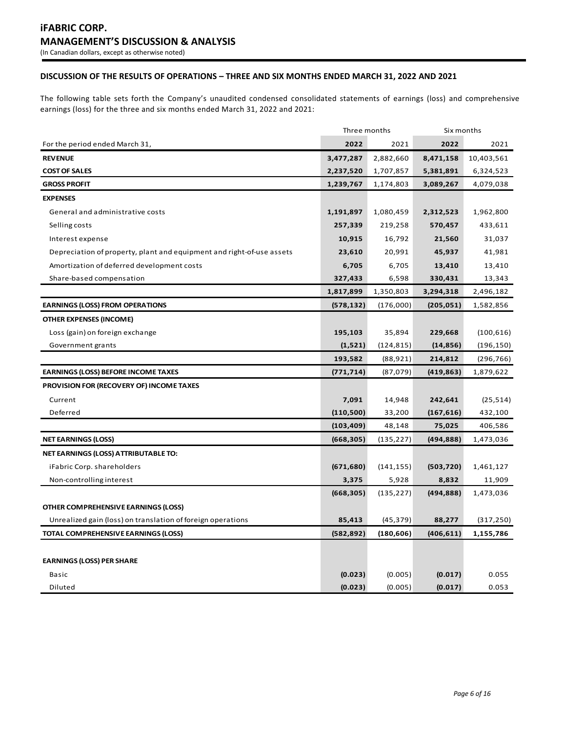# iFABRIC CORP.
# MANAGEMENT'S DISCUSSION & ANALYSIS
(In Canadian dollars, except as otherwise noted)

## DISCUSSION OF THE RESULTS OF OPERATIONS – THREE AND SIX MONTHS ENDED MARCH 31, 2022 AND 2021

The following table sets forth the Company's unaudited condensed consolidated statements of earnings (loss) and comprehensive earnings (loss) for the three and six months ended March 31, 2022 and 2021:

| | Three months | | Six months | |
|---|---|---|---|---|
| For the period ended March 31, | **2022** | 2021 | **2022** | 2021 |
| **REVENUE** | **3,477,287** | 2,882,660 | **8,471,158** | 10,403,561 |
| **COST OF SALES** | **2,237,520** | 1,707,857 | **5,381,891** | 6,324,523 |
| **GROSS PROFIT** | **1,239,767** | 1,174,803 | **3,089,267** | 4,079,038 |
| **EXPENSES** | | | | |
| General and administrative costs | **1,191,897** | 1,080,459 | **2,312,523** | 1,962,800 |
| Selling costs | **257,339** | 219,258 | **570,457** | 433,611 |
| Interest expense | **10,915** | 16,792 | **21,560** | 31,037 |
| Depreciation of property, plant and equipment and right-of-use assets | **23,610** | 20,991 | **45,937** | 41,981 |
| Amortization of deferred development costs | **6,705** | 6,705 | **13,410** | 13,410 |
| Share-based compensation | **327,433** | 6,598 | **330,431** | 13,343 |
| | **1,817,899** | 1,350,803 | **3,294,318** | 2,496,182 |
| **EARNINGS (LOSS) FROM OPERATIONS** | **(578,132)** | (176,000) | **(205,051)** | 1,582,856 |
| **OTHER EXPENSES (INCOME)** | | | | |
| Loss (gain) on foreign exchange | **195,103** | 35,894 | **229,668** | (100,616) |
| Government grants | **(1,521)** | (124,815) | **(14,856)** | (196,150) |
| | **193,582** | (88,921) | **214,812** | (296,766) |
| **EARNINGS (LOSS) BEFORE INCOME TAXES** | **(771,714)** | (87,079) | **(419,863)** | 1,879,622 |
| **PROVISION FOR (RECOVERY OF) INCOME TAXES** | | | | |
| Current | **7,091** | 14,948 | **242,641** | (25,514) |
| Deferred | **(110,500)** | 33,200 | **(167,616)** | 432,100 |
| | **(103,409)** | 48,148 | **75,025** | 406,586 |
| **NET EARNINGS (LOSS)** | **(668,305)** | (135,227) | **(494,888)** | 1,473,036 |
| **NET EARNINGS (LOSS) ATTRIBUTABLE TO:** | | | | |
| iFabric Corp. shareholders | **(671,680)** | (141,155) | **(503,720)** | 1,461,127 |
| Non-controlling interest | **3,375** | 5,928 | **8,832** | 11,909 |
| | **(668,305)** | (135,227) | **(494,888)** | 1,473,036 |
| **OTHER COMPREHENSIVE EARNINGS (LOSS)** | | | | |
| Unrealized gain (loss) on translation of foreign operations | **85,413** | (45,379) | **88,277** | (317,250) |
| **TOTAL COMPREHENSIVE EARNINGS (LOSS)** | **(582,892)** | **(180,606)** | **(406,611)** | **1,155,786** |
| | | | | |
| **EARNINGS (LOSS) PER SHARE** | | | | |
| Basic | **(0.023)** | (0.005) | **(0.017)** | 0.055 |
| Diluted | **(0.023)** | (0.005) | **(0.017)** | 0.053 |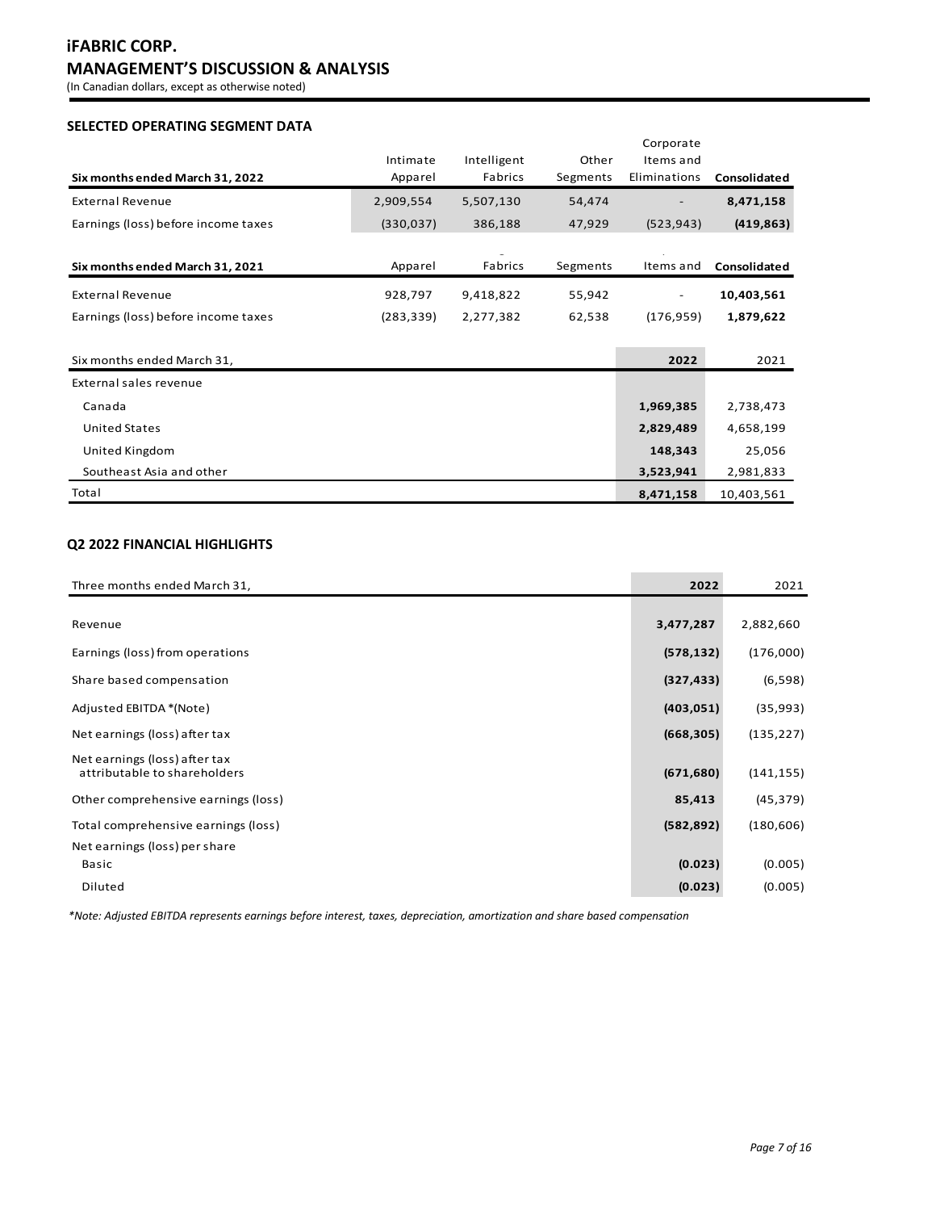## SELECTED OPERATING SEGMENT DATA

| Six months ended March 31, 2022 | Intimate Apparel | Intelligent Fabrics | Other Segments | Corporate Items and Eliminations | Consolidated |
|---|---|---|---|---|---|
| External Revenue | 2,909,554 | 5,507,130 | 54,474 | - | **8,471,158** |
| Earnings (loss) before income taxes | (330,037) | 386,188 | 47,929 | (523,943) | **(419,863)** |

| Six months ended March 31, 2021 | Apparel | Fabrics | Segments | Items and | Consolidated |
|---|---|---|---|---|---|
| External Revenue | 928,797 | 9,418,822 | 55,942 | - | **10,403,561** |
| Earnings (loss) before income taxes | (283,339) | 2,277,382 | 62,538 | (176,959) | **1,879,622** |

| Six months ended March 31, | 2022 | 2021 |
|---|---|---|
| External sales revenue | | |
| Canada | **1,969,385** | 2,738,473 |
| United States | **2,829,489** | 4,658,199 |
| United Kingdom | **148,343** | 25,056 |
| Southeast Asia and other | **3,523,941** | 2,981,833 |
| Total | **8,471,158** | 10,403,561 |

## Q2 2022 FINANCIAL HIGHLIGHTS

| Three months ended March 31, | 2022 | 2021 |
|---|---|---|
| Revenue | **3,477,287** | 2,882,660 |
| Earnings (loss) from operations | **(578,132)** | (176,000) |
| Share based compensation | **(327,433)** | (6,598) |
| Adjusted EBITDA *(Note) | **(403,051)** | (35,993) |
| Net earnings (loss) after tax | **(668,305)** | (135,227) |
| Net earnings (loss) after tax attributable to shareholders | **(671,680)** | (141,155) |
| Other comprehensive earnings (loss) | **85,413** | (45,379) |
| Total comprehensive earnings (loss) | **(582,892)** | (180,606) |
| Net earnings (loss) per share | | |
| Basic | **(0.023)** | (0.005) |
| Diluted | **(0.023)** | (0.005) |

*\*Note: Adjusted EBITDA represents earnings before interest, taxes, depreciation, amortization and share based compensation*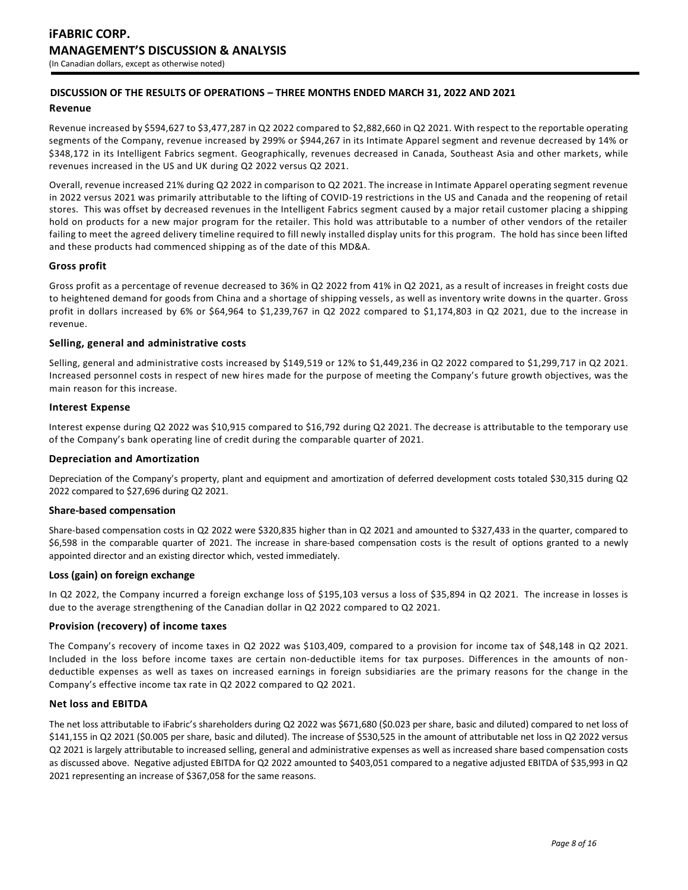## DISCUSSION OF THE RESULTS OF OPERATIONS – THREE MONTHS ENDED MARCH 31, 2022 AND 2021

### Revenue

Revenue increased by $594,627 to $3,477,287 in Q2 2022 compared to $2,882,660 in Q2 2021. With respect to the reportable operating segments of the Company, revenue increased by 299% or $944,267 in its Intimate Apparel segment and revenue decreased by 14% or $348,172 in its Intelligent Fabrics segment. Geographically, revenues decreased in Canada, Southeast Asia and other markets, while revenues increased in the US and UK during Q2 2022 versus Q2 2021.

Overall, revenue increased 21% during Q2 2022 in comparison to Q2 2021. The increase in Intimate Apparel operating segment revenue in 2022 versus 2021 was primarily attributable to the lifting of COVID-19 restrictions in the US and Canada and the reopening of retail stores. This was offset by decreased revenues in the Intelligent Fabrics segment caused by a major retail customer placing a shipping hold on products for a new major program for the retailer. This hold was attributable to a number of other vendors of the retailer failing to meet the agreed delivery timeline required to fill newly installed display units for this program. The hold has since been lifted and these products had commenced shipping as of the date of this MD&A.

### Gross profit

Gross profit as a percentage of revenue decreased to 36% in Q2 2022 from 41% in Q2 2021, as a result of increases in freight costs due to heightened demand for goods from China and a shortage of shipping vessels, as well as inventory write downs in the quarter. Gross profit in dollars increased by 6% or $64,964 to $1,239,767 in Q2 2022 compared to $1,174,803 in Q2 2021, due to the increase in revenue.

### Selling, general and administrative costs

Selling, general and administrative costs increased by $149,519 or 12% to $1,449,236 in Q2 2022 compared to $1,299,717 in Q2 2021. Increased personnel costs in respect of new hires made for the purpose of meeting the Company's future growth objectives, was the main reason for this increase.

### Interest Expense

Interest expense during Q2 2022 was $10,915 compared to $16,792 during Q2 2021. The decrease is attributable to the temporary use of the Company's bank operating line of credit during the comparable quarter of 2021.

### Depreciation and Amortization

Depreciation of the Company's property, plant and equipment and amortization of deferred development costs totaled $30,315 during Q2 2022 compared to $27,696 during Q2 2021.

### Share-based compensation

Share-based compensation costs in Q2 2022 were $320,835 higher than in Q2 2021 and amounted to $327,433 in the quarter, compared to $6,598 in the comparable quarter of 2021. The increase in share-based compensation costs is the result of options granted to a newly appointed director and an existing director which, vested immediately.

### Loss (gain) on foreign exchange

In Q2 2022, the Company incurred a foreign exchange loss of $195,103 versus a loss of $35,894 in Q2 2021. The increase in losses is due to the average strengthening of the Canadian dollar in Q2 2022 compared to Q2 2021.

### Provision (recovery) of income taxes

The Company's recovery of income taxes in Q2 2022 was $103,409, compared to a provision for income tax of $48,148 in Q2 2021. Included in the loss before income taxes are certain non-deductible items for tax purposes. Differences in the amounts of non-deductible expenses as well as taxes on increased earnings in foreign subsidiaries are the primary reasons for the change in the Company's effective income tax rate in Q2 2022 compared to Q2 2021.

### Net loss and EBITDA

The net loss attributable to iFabric's shareholders during Q2 2022 was $671,680 ($0.023 per share, basic and diluted) compared to net loss of $141,155 in Q2 2021 ($0.005 per share, basic and diluted). The increase of $530,525 in the amount of attributable net loss in Q2 2022 versus Q2 2021 is largely attributable to increased selling, general and administrative expenses as well as increased share based compensation costs as discussed above. Negative adjusted EBITDA for Q2 2022 amounted to $403,051 compared to a negative adjusted EBITDA of $35,993 in Q2 2021 representing an increase of $367,058 for the same reasons.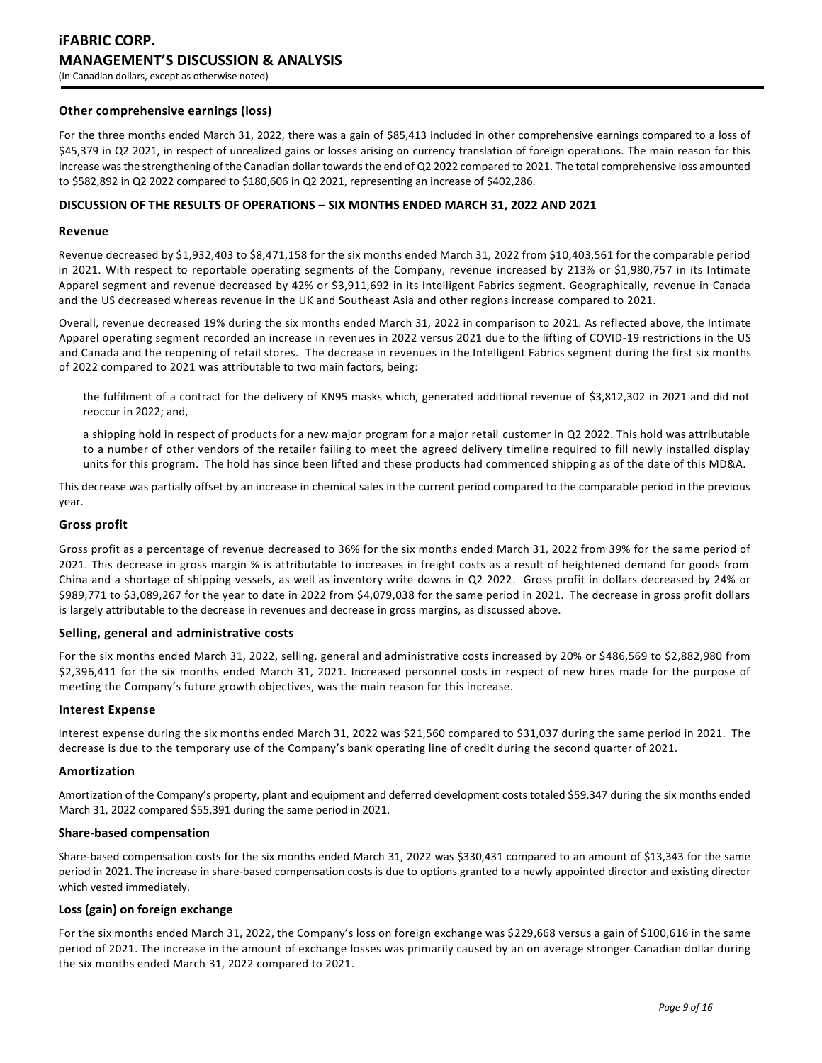### Other comprehensive earnings (loss)

For the three months ended March 31, 2022, there was a gain of $85,413 included in other comprehensive earnings compared to a loss of $45,379 in Q2 2021, in respect of unrealized gains or losses arising on currency translation of foreign operations. The main reason for this increase was the strengthening of the Canadian dollar towards the end of Q2 2022 compared to 2021. The total comprehensive loss amounted to $582,892 in Q2 2022 compared to $180,606 in Q2 2021, representing an increase of $402,286.

## DISCUSSION OF THE RESULTS OF OPERATIONS – SIX MONTHS ENDED MARCH 31, 2022 AND 2021

### Revenue

Revenue decreased by $1,932,403 to $8,471,158 for the six months ended March 31, 2022 from $10,403,561 for the comparable period in 2021. With respect to reportable operating segments of the Company, revenue increased by 213% or $1,980,757 in its Intimate Apparel segment and revenue decreased by 42% or $3,911,692 in its Intelligent Fabrics segment. Geographically, revenue in Canada and the US decreased whereas revenue in the UK and Southeast Asia and other regions increase compared to 2021.

Overall, revenue decreased 19% during the six months ended March 31, 2022 in comparison to 2021. As reflected above, the Intimate Apparel operating segment recorded an increase in revenues in 2022 versus 2021 due to the lifting of COVID-19 restrictions in the US and Canada and the reopening of retail stores. The decrease in revenues in the Intelligent Fabrics segment during the first six months of 2022 compared to 2021 was attributable to two main factors, being:

the fulfilment of a contract for the delivery of KN95 masks which, generated additional revenue of $3,812,302 in 2021 and did not reoccur in 2022; and,

a shipping hold in respect of products for a new major program for a major retail customer in Q2 2022. This hold was attributable to a number of other vendors of the retailer failing to meet the agreed delivery timeline required to fill newly installed display units for this program. The hold has since been lifted and these products had commenced shipping as of the date of this MD&A.

This decrease was partially offset by an increase in chemical sales in the current period compared to the comparable period in the previous year.

### Gross profit

Gross profit as a percentage of revenue decreased to 36% for the six months ended March 31, 2022 from 39% for the same period of 2021. This decrease in gross margin % is attributable to increases in freight costs as a result of heightened demand for goods from China and a shortage of shipping vessels, as well as inventory write downs in Q2 2022. Gross profit in dollars decreased by 24% or $989,771 to $3,089,267 for the year to date in 2022 from $4,079,038 for the same period in 2021. The decrease in gross profit dollars is largely attributable to the decrease in revenues and decrease in gross margins, as discussed above.

### Selling, general and administrative costs

For the six months ended March 31, 2022, selling, general and administrative costs increased by 20% or $486,569 to $2,882,980 from $2,396,411 for the six months ended March 31, 2021. Increased personnel costs in respect of new hires made for the purpose of meeting the Company's future growth objectives, was the main reason for this increase.

### Interest Expense

Interest expense during the six months ended March 31, 2022 was $21,560 compared to $31,037 during the same period in 2021. The decrease is due to the temporary use of the Company's bank operating line of credit during the second quarter of 2021.

### Amortization

Amortization of the Company's property, plant and equipment and deferred development costs totaled $59,347 during the six months ended March 31, 2022 compared $55,391 during the same period in 2021.

### Share-based compensation

Share-based compensation costs for the six months ended March 31, 2022 was $330,431 compared to an amount of $13,343 for the same period in 2021. The increase in share-based compensation costs is due to options granted to a newly appointed director and existing director which vested immediately.

### Loss (gain) on foreign exchange

For the six months ended March 31, 2022, the Company's loss on foreign exchange was $229,668 versus a gain of $100,616 in the same period of 2021. The increase in the amount of exchange losses was primarily caused by an on average stronger Canadian dollar during the six months ended March 31, 2022 compared to 2021.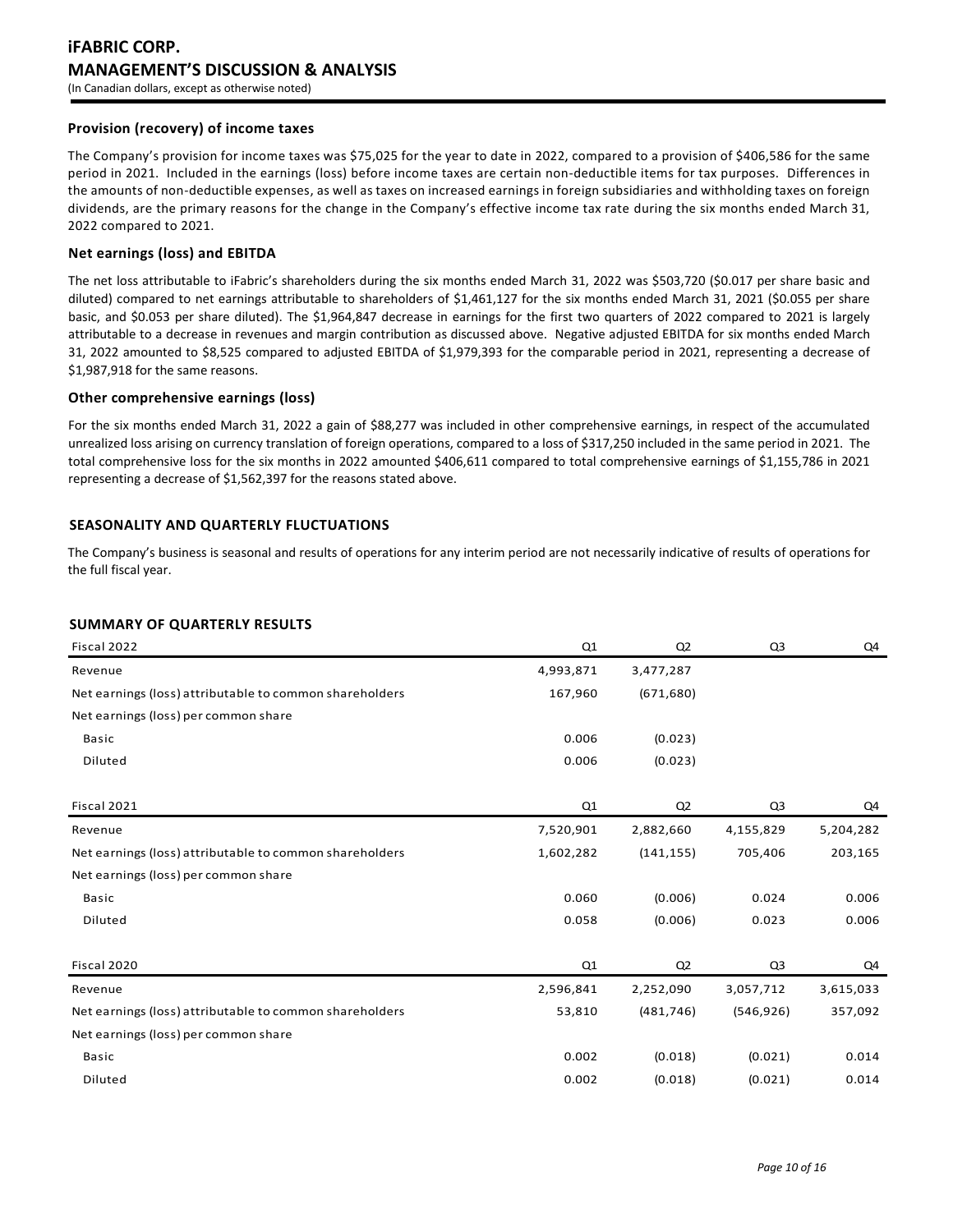### Provision (recovery) of income taxes

The Company's provision for income taxes was $75,025 for the year to date in 2022, compared to a provision of $406,586 for the same period in 2021. Included in the earnings (loss) before income taxes are certain non-deductible items for tax purposes. Differences in the amounts of non-deductible expenses, as well as taxes on increased earnings in foreign subsidiaries and withholding taxes on foreign dividends, are the primary reasons for the change in the Company's effective income tax rate during the six months ended March 31, 2022 compared to 2021.

### Net earnings (loss) and EBITDA

The net loss attributable to iFabric's shareholders during the six months ended March 31, 2022 was $503,720 ($0.017 per share basic and diluted) compared to net earnings attributable to shareholders of $1,461,127 for the six months ended March 31, 2021 ($0.055 per share basic, and $0.053 per share diluted). The $1,964,847 decrease in earnings for the first two quarters of 2022 compared to 2021 is largely attributable to a decrease in revenues and margin contribution as discussed above. Negative adjusted EBITDA for six months ended March 31, 2022 amounted to $8,525 compared to adjusted EBITDA of $1,979,393 for the comparable period in 2021, representing a decrease of $1,987,918 for the same reasons.

### Other comprehensive earnings (loss)

For the six months ended March 31, 2022 a gain of $88,277 was included in other comprehensive earnings, in respect of the accumulated unrealized loss arising on currency translation of foreign operations, compared to a loss of $317,250 included in the same period in 2021. The total comprehensive loss for the six months in 2022 amounted $406,611 compared to total comprehensive earnings of $1,155,786 in 2021 representing a decrease of $1,562,397 for the reasons stated above.

## SEASONALITY AND QUARTERLY FLUCTUATIONS

The Company's business is seasonal and results of operations for any interim period are not necessarily indicative of results of operations for the full fiscal year.

## SUMMARY OF QUARTERLY RESULTS

| Fiscal 2022 | Q1 | Q2 | Q3 | Q4 |
|---|---|---|---|---|
| Revenue | 4,993,871 | 3,477,287 | | |
| Net earnings (loss) attributable to common shareholders | 167,960 | (671,680) | | |
| Net earnings (loss) per common share | | | | |
| Basic | 0.006 | (0.023) | | |
| Diluted | 0.006 | (0.023) | | |

| Fiscal 2021 | Q1 | Q2 | Q3 | Q4 |
|---|---|---|---|---|
| Revenue | 7,520,901 | 2,882,660 | 4,155,829 | 5,204,282 |
| Net earnings (loss) attributable to common shareholders | 1,602,282 | (141,155) | 705,406 | 203,165 |
| Net earnings (loss) per common share | | | | |
| Basic | 0.060 | (0.006) | 0.024 | 0.006 |
| Diluted | 0.058 | (0.006) | 0.023 | 0.006 |

| Fiscal 2020 | Q1 | Q2 | Q3 | Q4 |
|---|---|---|---|---|
| Revenue | 2,596,841 | 2,252,090 | 3,057,712 | 3,615,033 |
| Net earnings (loss) attributable to common shareholders | 53,810 | (481,746) | (546,926) | 357,092 |
| Net earnings (loss) per common share | | | | |
| Basic | 0.002 | (0.018) | (0.021) | 0.014 |
| Diluted | 0.002 | (0.018) | (0.021) | 0.014 |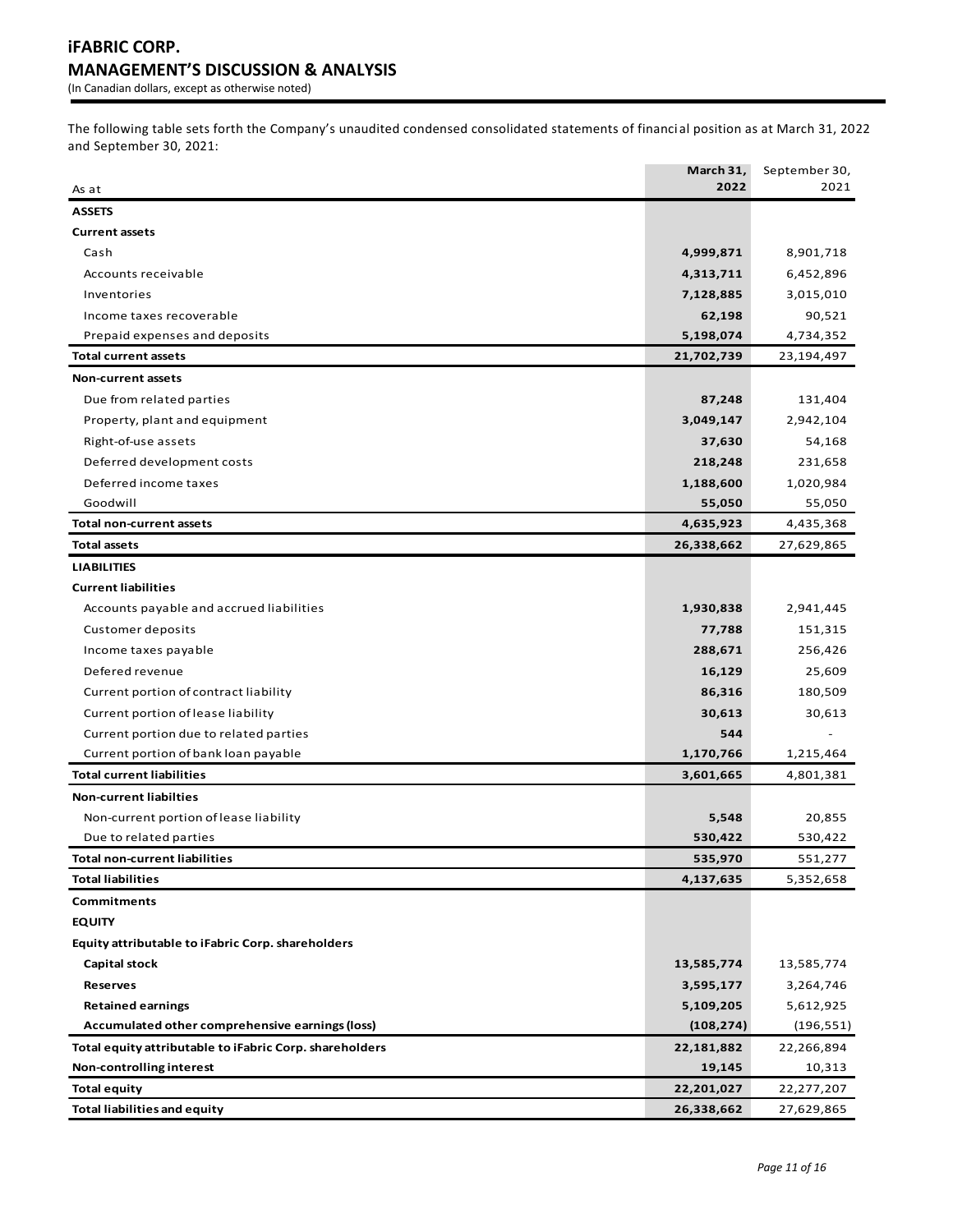# iFABRIC CORP.
## MANAGEMENT'S DISCUSSION & ANALYSIS
(In Canadian dollars, except as otherwise noted)

The following table sets forth the Company's unaudited condensed consolidated statements of financial position as at March 31, 2022 and September 30, 2021:

| As at | March 31, 2022 | September 30, 2021 |
|---|---|---|
| **ASSETS** | | |
| **Current assets** | | |
| Cash | **4,999,871** | 8,901,718 |
| Accounts receivable | **4,313,711** | 6,452,896 |
| Inventories | **7,128,885** | 3,015,010 |
| Income taxes recoverable | **62,198** | 90,521 |
| Prepaid expenses and deposits | **5,198,074** | 4,734,352 |
| **Total current assets** | **21,702,739** | 23,194,497 |
| **Non-current assets** | | |
| Due from related parties | **87,248** | 131,404 |
| Property, plant and equipment | **3,049,147** | 2,942,104 |
| Right-of-use assets | **37,630** | 54,168 |
| Deferred development costs | **218,248** | 231,658 |
| Deferred income taxes | **1,188,600** | 1,020,984 |
| Goodwill | **55,050** | 55,050 |
| **Total non-current assets** | **4,635,923** | 4,435,368 |
| **Total assets** | **26,338,662** | 27,629,865 |
| **LIABILITIES** | | |
| **Current liabilities** | | |
| Accounts payable and accrued liabilities | **1,930,838** | 2,941,445 |
| Customer deposits | **77,788** | 151,315 |
| Income taxes payable | **288,671** | 256,426 |
| Defered revenue | **16,129** | 25,609 |
| Current portion of contract liability | **86,316** | 180,509 |
| Current portion of lease liability | **30,613** | 30,613 |
| Current portion due to related parties | **544** | - |
| Current portion of bank loan payable | **1,170,766** | 1,215,464 |
| **Total current liabilities** | **3,601,665** | 4,801,381 |
| **Non-current liabilties** | | |
| Non-current portion of lease liability | **5,548** | 20,855 |
| Due to related parties | **530,422** | 530,422 |
| **Total non-current liabilities** | **535,970** | 551,277 |
| **Total liabilities** | **4,137,635** | 5,352,658 |
| **Commitments** | | |
| **EQUITY** | | |
| **Equity attributable to iFabric Corp. shareholders** | | |
| **Capital stock** | **13,585,774** | 13,585,774 |
| **Reserves** | **3,595,177** | 3,264,746 |
| **Retained earnings** | **5,109,205** | 5,612,925 |
| **Accumulated other comprehensive earnings (loss)** | **(108,274)** | (196,551) |
| **Total equity attributable to iFabric Corp. shareholders** | **22,181,882** | 22,266,894 |
| **Non-controlling interest** | **19,145** | 10,313 |
| **Total equity** | **22,201,027** | 22,277,207 |
| **Total liabilities and equity** | **26,338,662** | 27,629,865 |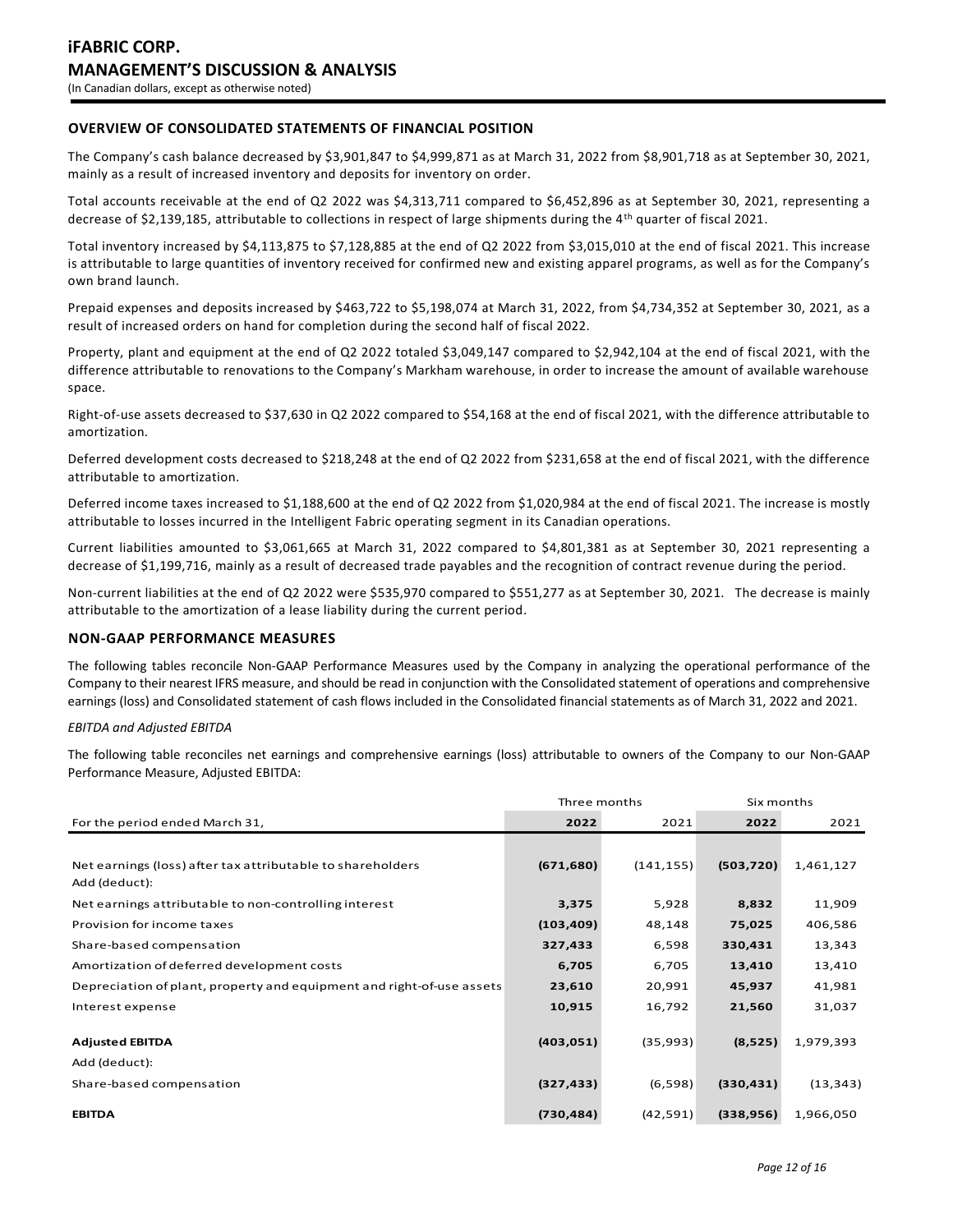# iFABRIC CORP.
# MANAGEMENT'S DISCUSSION & ANALYSIS
(In Canadian dollars, except as otherwise noted)

## OVERVIEW OF CONSOLIDATED STATEMENTS OF FINANCIAL POSITION

The Company's cash balance decreased by $3,901,847 to $4,999,871 as at March 31, 2022 from $8,901,718 as at September 30, 2021, mainly as a result of increased inventory and deposits for inventory on order.

Total accounts receivable at the end of Q2 2022 was $4,313,711 compared to $6,452,896 as at September 30, 2021, representing a decrease of $2,139,185, attributable to collections in respect of large shipments during the 4th quarter of fiscal 2021.

Total inventory increased by $4,113,875 to $7,128,885 at the end of Q2 2022 from $3,015,010 at the end of fiscal 2021. This increase is attributable to large quantities of inventory received for confirmed new and existing apparel programs, as well as for the Company's own brand launch.

Prepaid expenses and deposits increased by $463,722 to $5,198,074 at March 31, 2022, from $4,734,352 at September 30, 2021, as a result of increased orders on hand for completion during the second half of fiscal 2022.

Property, plant and equipment at the end of Q2 2022 totaled $3,049,147 compared to $2,942,104 at the end of fiscal 2021, with the difference attributable to renovations to the Company's Markham warehouse, in order to increase the amount of available warehouse space.

Right-of-use assets decreased to $37,630 in Q2 2022 compared to $54,168 at the end of fiscal 2021, with the difference attributable to amortization.

Deferred development costs decreased to $218,248 at the end of Q2 2022 from $231,658 at the end of fiscal 2021, with the difference attributable to amortization.

Deferred income taxes increased to $1,188,600 at the end of Q2 2022 from $1,020,984 at the end of fiscal 2021. The increase is mostly attributable to losses incurred in the Intelligent Fabric operating segment in its Canadian operations.

Current liabilities amounted to $3,061,665 at March 31, 2022 compared to $4,801,381 as at September 30, 2021 representing a decrease of $1,199,716, mainly as a result of decreased trade payables and the recognition of contract revenue during the period.

Non-current liabilities at the end of Q2 2022 were $535,970 compared to $551,277 as at September 30, 2021. The decrease is mainly attributable to the amortization of a lease liability during the current period.

## NON-GAAP PERFORMANCE MEASURES

The following tables reconcile Non-GAAP Performance Measures used by the Company in analyzing the operational performance of the Company to their nearest IFRS measure, and should be read in conjunction with the Consolidated statement of operations and comprehensive earnings (loss) and Consolidated statement of cash flows included in the Consolidated financial statements as of March 31, 2022 and 2021.

*EBITDA and Adjusted EBITDA*

The following table reconciles net earnings and comprehensive earnings (loss) attributable to owners of the Company to our Non-GAAP Performance Measure, Adjusted EBITDA:

| | Three months | | Six months | |
|---|---|---|---|---|
| For the period ended March 31, | **2022** | 2021 | **2022** | 2021 |
| Net earnings (loss) after tax attributable to shareholders | **(671,680)** | (141,155) | **(503,720)** | 1,461,127 |
| Add (deduct): | | | | |
| Net earnings attributable to non-controlling interest | **3,375** | 5,928 | **8,832** | 11,909 |
| Provision for income taxes | **(103,409)** | 48,148 | **75,025** | 406,586 |
| Share-based compensation | **327,433** | 6,598 | **330,431** | 13,343 |
| Amortization of deferred development costs | **6,705** | 6,705 | **13,410** | 13,410 |
| Depreciation of plant, property and equipment and right-of-use assets | **23,610** | 20,991 | **45,937** | 41,981 |
| Interest expense | **10,915** | 16,792 | **21,560** | 31,037 |
| **Adjusted EBITDA** | **(403,051)** | (35,993) | **(8,525)** | 1,979,393 |
| Add (deduct): | | | | |
| Share-based compensation | **(327,433)** | (6,598) | **(330,431)** | (13,343) |
| **EBITDA** | **(730,484)** | (42,591) | **(338,956)** | 1,966,050 |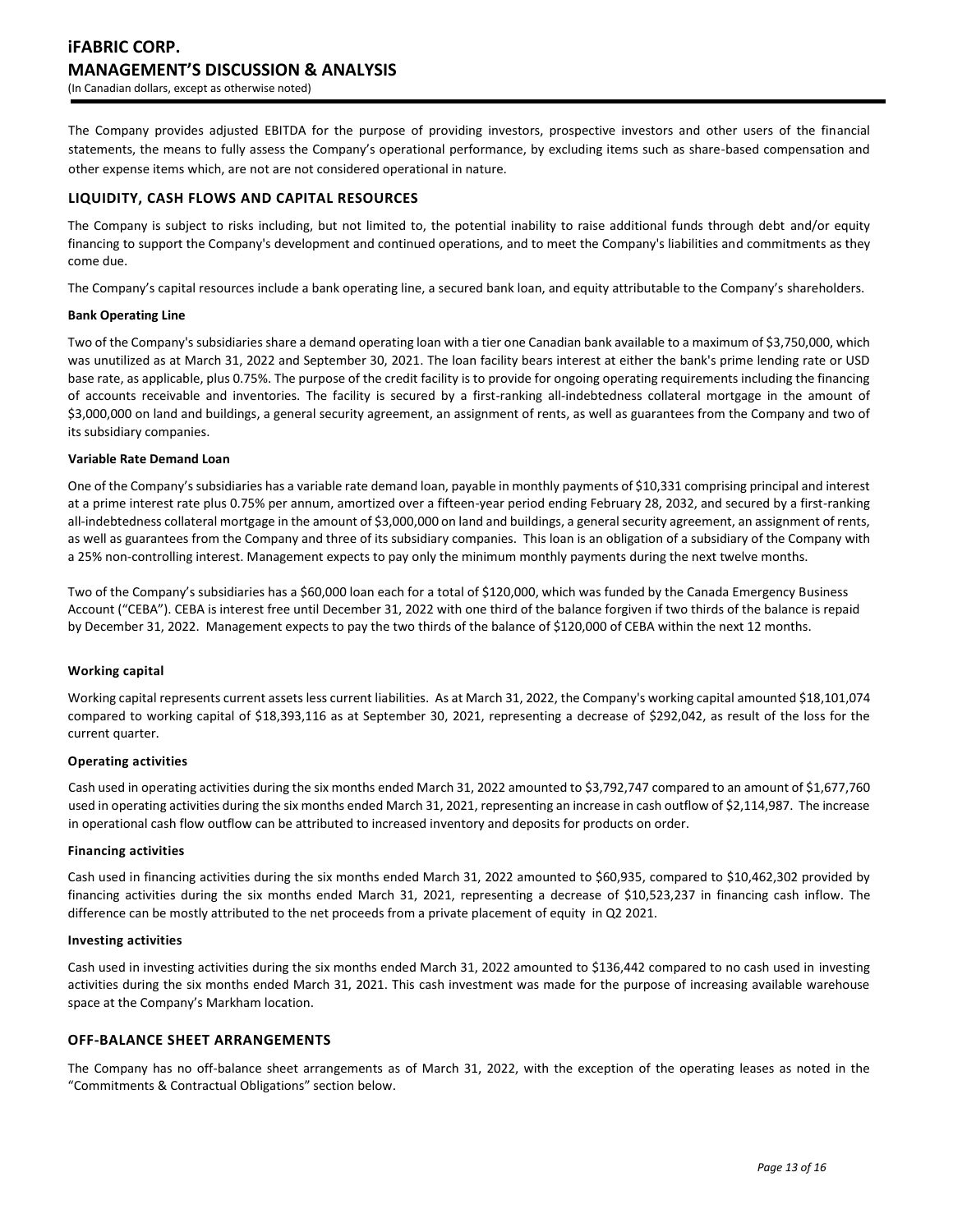The Company provides adjusted EBITDA for the purpose of providing investors, prospective investors and other users of the financial statements, the means to fully assess the Company's operational performance, by excluding items such as share-based compensation and other expense items which, are not are not considered operational in nature.

## LIQUIDITY, CASH FLOWS AND CAPITAL RESOURCES

The Company is subject to risks including, but not limited to, the potential inability to raise additional funds through debt and/or equity financing to support the Company's development and continued operations, and to meet the Company's liabilities and commitments as they come due.

The Company's capital resources include a bank operating line, a secured bank loan, and equity attributable to the Company's shareholders.

**Bank Operating Line**

Two of the Company's subsidiaries share a demand operating loan with a tier one Canadian bank available to a maximum of $3,750,000, which was unutilized as at March 31, 2022 and September 30, 2021. The loan facility bears interest at either the bank's prime lending rate or USD base rate, as applicable, plus 0.75%. The purpose of the credit facility is to provide for ongoing operating requirements including the financing of accounts receivable and inventories. The facility is secured by a first-ranking all-indebtedness collateral mortgage in the amount of $3,000,000 on land and buildings, a general security agreement, an assignment of rents, as well as guarantees from the Company and two of its subsidiary companies.

**Variable Rate Demand Loan**

One of the Company's subsidiaries has a variable rate demand loan, payable in monthly payments of $10,331 comprising principal and interest at a prime interest rate plus 0.75% per annum, amortized over a fifteen-year period ending February 28, 2032, and secured by a first-ranking all-indebtedness collateral mortgage in the amount of $3,000,000 on land and buildings, a general security agreement, an assignment of rents, as well as guarantees from the Company and three of its subsidiary companies. This loan is an obligation of a subsidiary of the Company with a 25% non-controlling interest. Management expects to pay only the minimum monthly payments during the next twelve months.

Two of the Company's subsidiaries has a $60,000 loan each for a total of $120,000, which was funded by the Canada Emergency Business Account ("CEBA"). CEBA is interest free until December 31, 2022 with one third of the balance forgiven if two thirds of the balance is repaid by December 31, 2022. Management expects to pay the two thirds of the balance of $120,000 of CEBA within the next 12 months.

**Working capital**

Working capital represents current assets less current liabilities. As at March 31, 2022, the Company's working capital amounted $18,101,074 compared to working capital of $18,393,116 as at September 30, 2021, representing a decrease of $292,042, as result of the loss for the current quarter.

**Operating activities**

Cash used in operating activities during the six months ended March 31, 2022 amounted to $3,792,747 compared to an amount of $1,677,760 used in operating activities during the six months ended March 31, 2021, representing an increase in cash outflow of $2,114,987. The increase in operational cash flow outflow can be attributed to increased inventory and deposits for products on order.

**Financing activities**

Cash used in financing activities during the six months ended March 31, 2022 amounted to $60,935, compared to $10,462,302 provided by financing activities during the six months ended March 31, 2021, representing a decrease of $10,523,237 in financing cash inflow. The difference can be mostly attributed to the net proceeds from a private placement of equity in Q2 2021.

**Investing activities**

Cash used in investing activities during the six months ended March 31, 2022 amounted to $136,442 compared to no cash used in investing activities during the six months ended March 31, 2021. This cash investment was made for the purpose of increasing available warehouse space at the Company's Markham location.

## OFF-BALANCE SHEET ARRANGEMENTS

The Company has no off-balance sheet arrangements as of March 31, 2022, with the exception of the operating leases as noted in the "Commitments & Contractual Obligations" section below.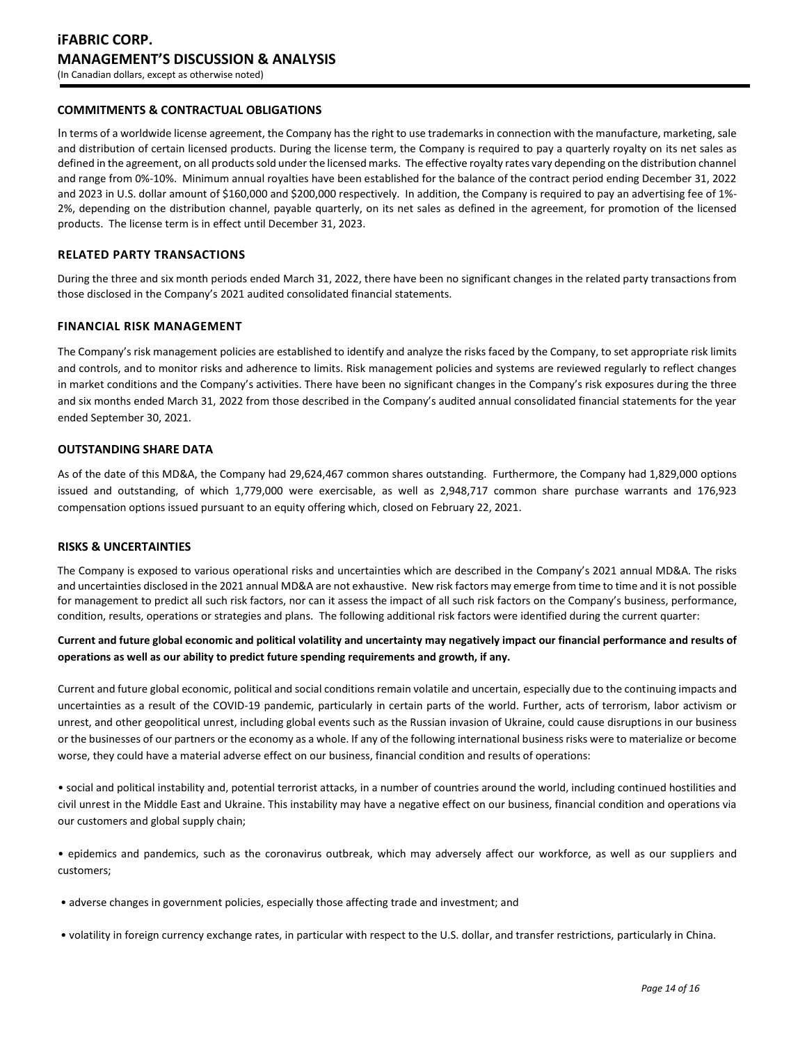## COMMITMENTS & CONTRACTUAL OBLIGATIONS

In terms of a worldwide license agreement, the Company has the right to use trademarks in connection with the manufacture, marketing, sale and distribution of certain licensed products. During the license term, the Company is required to pay a quarterly royalty on its net sales as defined in the agreement, on all products sold under the licensed marks. The effective royalty rates vary depending on the distribution channel and range from 0%-10%. Minimum annual royalties have been established for the balance of the contract period ending December 31, 2022 and 2023 in U.S. dollar amount of $160,000 and $200,000 respectively. In addition, the Company is required to pay an advertising fee of 1%-2%, depending on the distribution channel, payable quarterly, on its net sales as defined in the agreement, for promotion of the licensed products. The license term is in effect until December 31, 2023.

## RELATED PARTY TRANSACTIONS

During the three and six month periods ended March 31, 2022, there have been no significant changes in the related party transactions from those disclosed in the Company's 2021 audited consolidated financial statements.

## FINANCIAL RISK MANAGEMENT

The Company's risk management policies are established to identify and analyze the risks faced by the Company, to set appropriate risk limits and controls, and to monitor risks and adherence to limits. Risk management policies and systems are reviewed regularly to reflect changes in market conditions and the Company's activities. There have been no significant changes in the Company's risk exposures during the three and six months ended March 31, 2022 from those described in the Company's audited annual consolidated financial statements for the year ended September 30, 2021.

## OUTSTANDING SHARE DATA

As of the date of this MD&A, the Company had 29,624,467 common shares outstanding. Furthermore, the Company had 1,829,000 options issued and outstanding, of which 1,779,000 were exercisable, as well as 2,948,717 common share purchase warrants and 176,923 compensation options issued pursuant to an equity offering which, closed on February 22, 2021.

## RISKS & UNCERTAINTIES

The Company is exposed to various operational risks and uncertainties which are described in the Company's 2021 annual MD&A. The risks and uncertainties disclosed in the 2021 annual MD&A are not exhaustive. New risk factors may emerge from time to time and it is not possible for management to predict all such risk factors, nor can it assess the impact of all such risk factors on the Company's business, performance, condition, results, operations or strategies and plans. The following additional risk factors were identified during the current quarter:

**Current and future global economic and political volatility and uncertainty may negatively impact our financial performance and results of operations as well as our ability to predict future spending requirements and growth, if any.**

Current and future global economic, political and social conditions remain volatile and uncertain, especially due to the continuing impacts and uncertainties as a result of the COVID-19 pandemic, particularly in certain parts of the world. Further, acts of terrorism, labor activism or unrest, and other geopolitical unrest, including global events such as the Russian invasion of Ukraine, could cause disruptions in our business or the businesses of our partners or the economy as a whole. If any of the following international business risks were to materialize or become worse, they could have a material adverse effect on our business, financial condition and results of operations:

- social and political instability and, potential terrorist attacks, in a number of countries around the world, including continued hostilities and civil unrest in the Middle East and Ukraine. This instability may have a negative effect on our business, financial condition and operations via our customers and global supply chain;

- epidemics and pandemics, such as the coronavirus outbreak, which may adversely affect our workforce, as well as our suppliers and customers;

- adverse changes in government policies, especially those affecting trade and investment; and

- volatility in foreign currency exchange rates, in particular with respect to the U.S. dollar, and transfer restrictions, particularly in China.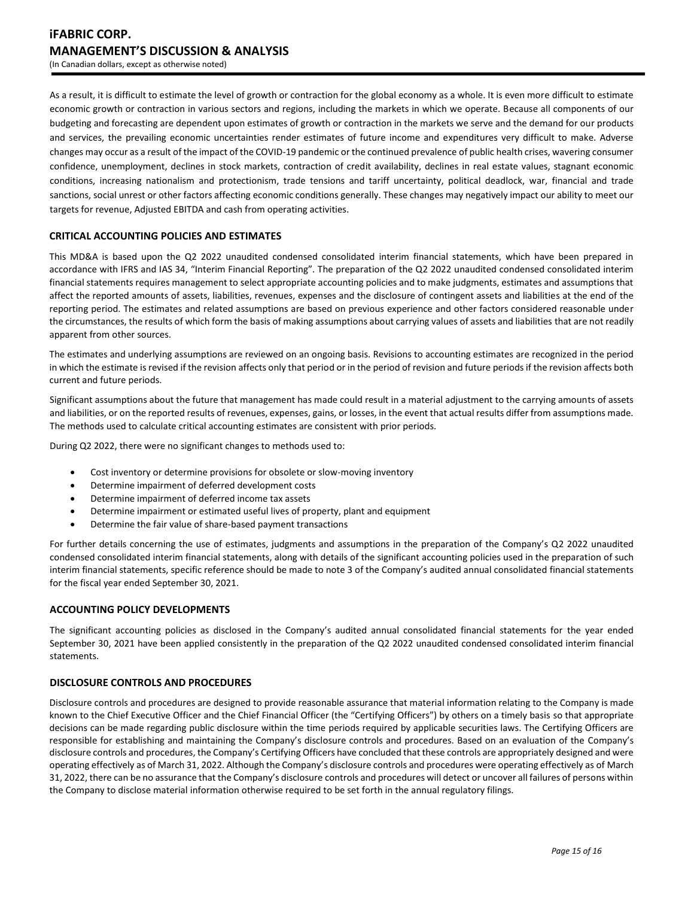As a result, it is difficult to estimate the level of growth or contraction for the global economy as a whole. It is even more difficult to estimate economic growth or contraction in various sectors and regions, including the markets in which we operate. Because all components of our budgeting and forecasting are dependent upon estimates of growth or contraction in the markets we serve and the demand for our products and services, the prevailing economic uncertainties render estimates of future income and expenditures very difficult to make. Adverse changes may occur as a result of the impact of the COVID-19 pandemic or the continued prevalence of public health crises, wavering consumer confidence, unemployment, declines in stock markets, contraction of credit availability, declines in real estate values, stagnant economic conditions, increasing nationalism and protectionism, trade tensions and tariff uncertainty, political deadlock, war, financial and trade sanctions, social unrest or other factors affecting economic conditions generally. These changes may negatively impact our ability to meet our targets for revenue, Adjusted EBITDA and cash from operating activities.

## CRITICAL ACCOUNTING POLICIES AND ESTIMATES

This MD&A is based upon the Q2 2022 unaudited condensed consolidated interim financial statements, which have been prepared in accordance with IFRS and IAS 34, "Interim Financial Reporting". The preparation of the Q2 2022 unaudited condensed consolidated interim financial statements requires management to select appropriate accounting policies and to make judgments, estimates and assumptions that affect the reported amounts of assets, liabilities, revenues, expenses and the disclosure of contingent assets and liabilities at the end of the reporting period. The estimates and related assumptions are based on previous experience and other factors considered reasonable under the circumstances, the results of which form the basis of making assumptions about carrying values of assets and liabilities that are not readily apparent from other sources.

The estimates and underlying assumptions are reviewed on an ongoing basis. Revisions to accounting estimates are recognized in the period in which the estimate is revised if the revision affects only that period or in the period of revision and future periods if the revision affects both current and future periods.

Significant assumptions about the future that management has made could result in a material adjustment to the carrying amounts of assets and liabilities, or on the reported results of revenues, expenses, gains, or losses, in the event that actual results differ from assumptions made. The methods used to calculate critical accounting estimates are consistent with prior periods.

During Q2 2022, there were no significant changes to methods used to:

- Cost inventory or determine provisions for obsolete or slow-moving inventory
- Determine impairment of deferred development costs
- Determine impairment of deferred income tax assets
- Determine impairment or estimated useful lives of property, plant and equipment
- Determine the fair value of share-based payment transactions

For further details concerning the use of estimates, judgments and assumptions in the preparation of the Company's Q2 2022 unaudited condensed consolidated interim financial statements, along with details of the significant accounting policies used in the preparation of such interim financial statements, specific reference should be made to note 3 of the Company's audited annual consolidated financial statements for the fiscal year ended September 30, 2021.

## ACCOUNTING POLICY DEVELOPMENTS

The significant accounting policies as disclosed in the Company's audited annual consolidated financial statements for the year ended September 30, 2021 have been applied consistently in the preparation of the Q2 2022 unaudited condensed consolidated interim financial statements.

## DISCLOSURE CONTROLS AND PROCEDURES

Disclosure controls and procedures are designed to provide reasonable assurance that material information relating to the Company is made known to the Chief Executive Officer and the Chief Financial Officer (the "Certifying Officers") by others on a timely basis so that appropriate decisions can be made regarding public disclosure within the time periods required by applicable securities laws. The Certifying Officers are responsible for establishing and maintaining the Company's disclosure controls and procedures. Based on an evaluation of the Company's disclosure controls and procedures, the Company's Certifying Officers have concluded that these controls are appropriately designed and were operating effectively as of March 31, 2022. Although the Company's disclosure controls and procedures were operating effectively as of March 31, 2022, there can be no assurance that the Company's disclosure controls and procedures will detect or uncover all failures of persons within the Company to disclose material information otherwise required to be set forth in the annual regulatory filings.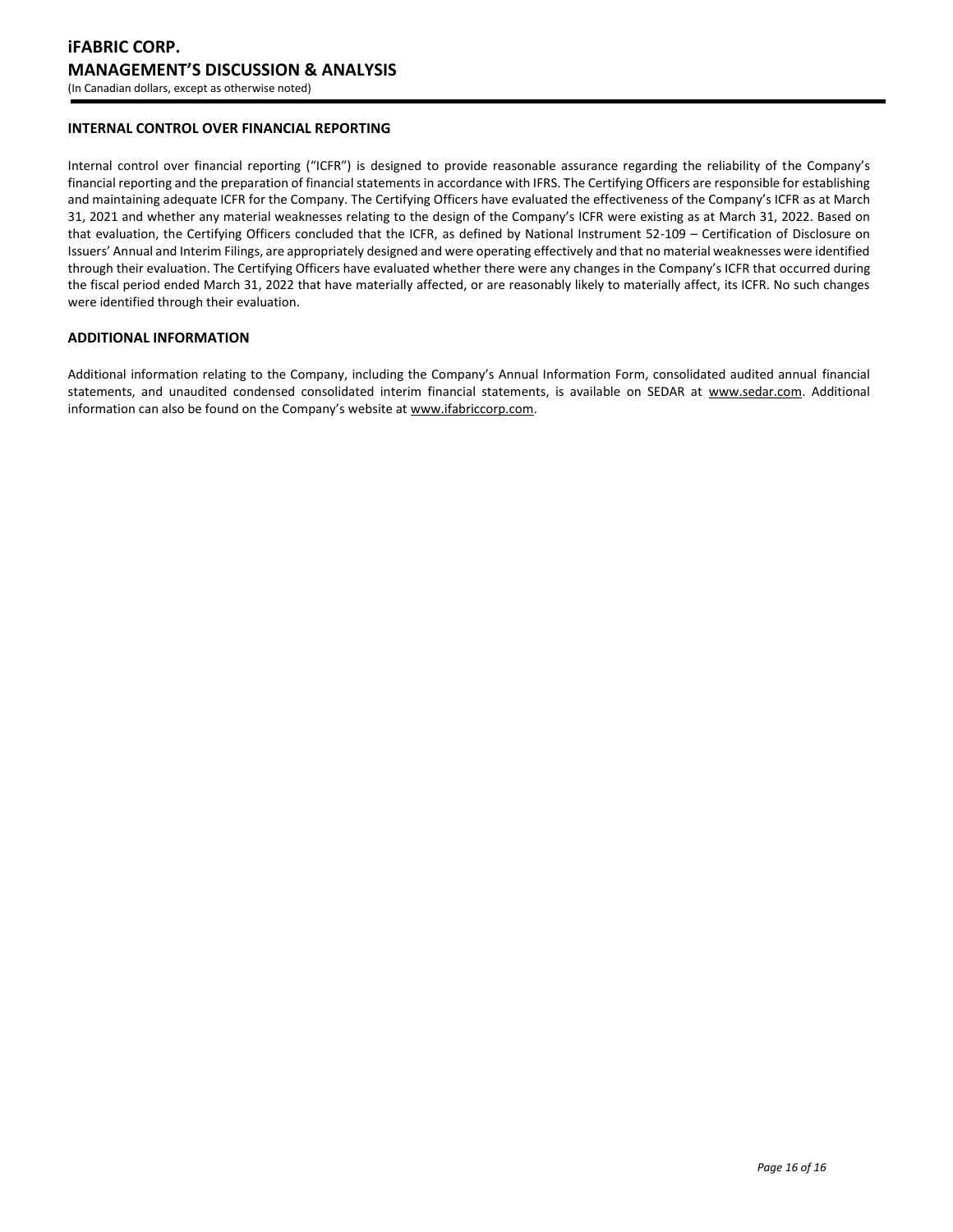## INTERNAL CONTROL OVER FINANCIAL REPORTING

Internal control over financial reporting ("ICFR") is designed to provide reasonable assurance regarding the reliability of the Company's financial reporting and the preparation of financial statements in accordance with IFRS. The Certifying Officers are responsible for establishing and maintaining adequate ICFR for the Company. The Certifying Officers have evaluated the effectiveness of the Company's ICFR as at March 31, 2021 and whether any material weaknesses relating to the design of the Company's ICFR were existing as at March 31, 2022. Based on that evaluation, the Certifying Officers concluded that the ICFR, as defined by National Instrument 52-109 – Certification of Disclosure on Issuers' Annual and Interim Filings, are appropriately designed and were operating effectively and that no material weaknesses were identified through their evaluation. The Certifying Officers have evaluated whether there were any changes in the Company's ICFR that occurred during the fiscal period ended March 31, 2022 that have materially affected, or are reasonably likely to materially affect, its ICFR. No such changes were identified through their evaluation.

## ADDITIONAL INFORMATION

Additional information relating to the Company, including the Company's Annual Information Form, consolidated audited annual financial statements, and unaudited condensed consolidated interim financial statements, is available on SEDAR at www.sedar.com. Additional information can also be found on the Company's website at www.ifabriccorp.com.